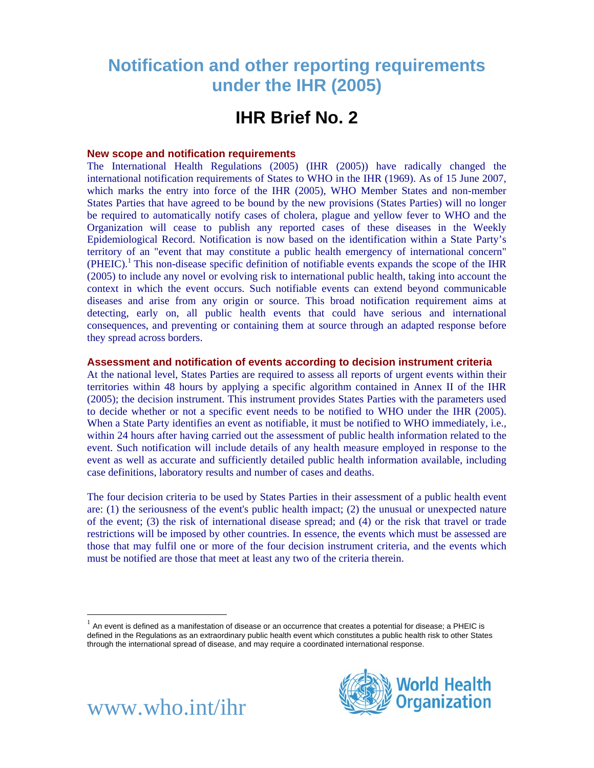# Notification and other reporting requirements under the IHR (2005)

## IHR Brief No. 2

### New scope and notification requirements

The International Health Regulations (2005) (IHR (2005)) have radically changed the international notification requirements of States to WHO in the IHR (1969). As of 15 June 2007, which marks the entry into force of the IHR (2005), WHO Member States and non-member States Parties that have agreed to be bound by the new provisions (States Parties) will no longer be required to automatically notify cases of cholera, plague and yellow fever to WHO and the Organization will cease to publish any reported cases of these diseases in the Weekly Epidemiological Record. Notification is now based on the identification within a State Party's territory of an "event that may constitute a public health emergency of international concern" (PHEIC).[1] This non-disease specific definition of notifiable events expands the scope of the IHR (2005) to include any novel or evolving risk to international public health, taking into account the context in which the event occurs. Such notifiable events can extend beyond communicable diseases and arise from any origin or source. This broad notification requirement aims at detecting, early on, all public health events that could have serious and international consequences, and preventing or containing them at source through an adapted response before they spread across borders.

### Assessment and notification of events according to decision instrument criteria

At the national level, States Parties are required to assess all reports of urgent events within their territories within 48 hours by applying a specific algorithm contained in Annex II of the IHR (2005); the decision instrument. This instrument provides States Parties with the parameters used to decide whether or not a specific event needs to be notified to WHO under the IHR (2005). When a State Party identifies an event as notifiable, it must be notified to WHO immediately, i.e., within 24 hours after having carried out the assessment of public health information related to the event. Such notification will include details of any health measure employed in response to the event as well as accurate and sufficiently detailed public health information available, including case definitions, laboratory results and number of cases and deaths.

The four decision criteria to be used by States Parties in their assessment of a public health event are: (1) the seriousness of the event's public health impact; (2) the unusual or unexpected nature of the event; (3) the risk of international disease spread; and (4) or the risk that travel or trade restrictions will be imposed by other countries. In essence, the events which must be assessed are those that may fulfil one or more of the four decision instrument criteria, and the events which must be notified are those that meet at least any two of the criteria therein.

---

[1] An event is defined as a manifestation of disease or an occurrence that creates a potential for disease; a PHEIC is defined in the Regulations as an extraordinary public health event which constitutes a public health risk to other States through the international spread of disease, and may require a coordinated international response.

www.who.int/ihr

World Health Organization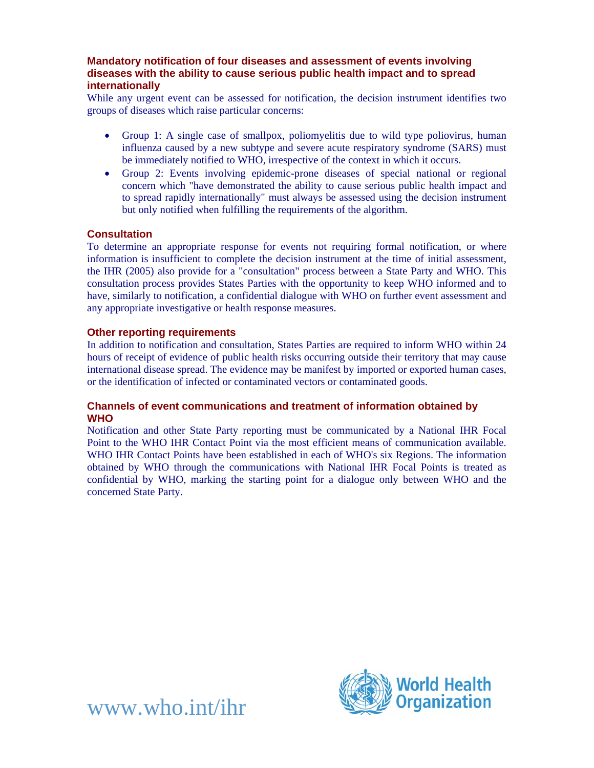### Mandatory notification of four diseases and assessment of events involving diseases with the ability to cause serious public health impact and to spread internationally

While any urgent event can be assessed for notification, the decision instrument identifies two groups of diseases which raise particular concerns:

- Group 1: A single case of smallpox, poliomyelitis due to wild type poliovirus, human influenza caused by a new subtype and severe acute respiratory syndrome (SARS) must be immediately notified to WHO, irrespective of the context in which it occurs.
- Group 2: Events involving epidemic-prone diseases of special national or regional concern which "have demonstrated the ability to cause serious public health impact and to spread rapidly internationally" must always be assessed using the decision instrument but only notified when fulfilling the requirements of the algorithm.

### Consultation

To determine an appropriate response for events not requiring formal notification, or where information is insufficient to complete the decision instrument at the time of initial assessment, the IHR (2005) also provide for a "consultation" process between a State Party and WHO. This consultation process provides States Parties with the opportunity to keep WHO informed and to have, similarly to notification, a confidential dialogue with WHO on further event assessment and any appropriate investigative or health response measures.

### Other reporting requirements

In addition to notification and consultation, States Parties are required to inform WHO within 24 hours of receipt of evidence of public health risks occurring outside their territory that may cause international disease spread. The evidence may be manifest by imported or exported human cases, or the identification of infected or contaminated vectors or contaminated goods.

### Channels of event communications and treatment of information obtained by WHO

Notification and other State Party reporting must be communicated by a National IHR Focal Point to the WHO IHR Contact Point via the most efficient means of communication available. WHO IHR Contact Points have been established in each of WHO's six Regions. The information obtained by WHO through the communications with National IHR Focal Points is treated as confidential by WHO, marking the starting point for a dialogue only between WHO and the concerned State Party.

www.who.int/ihr

World Health Organization